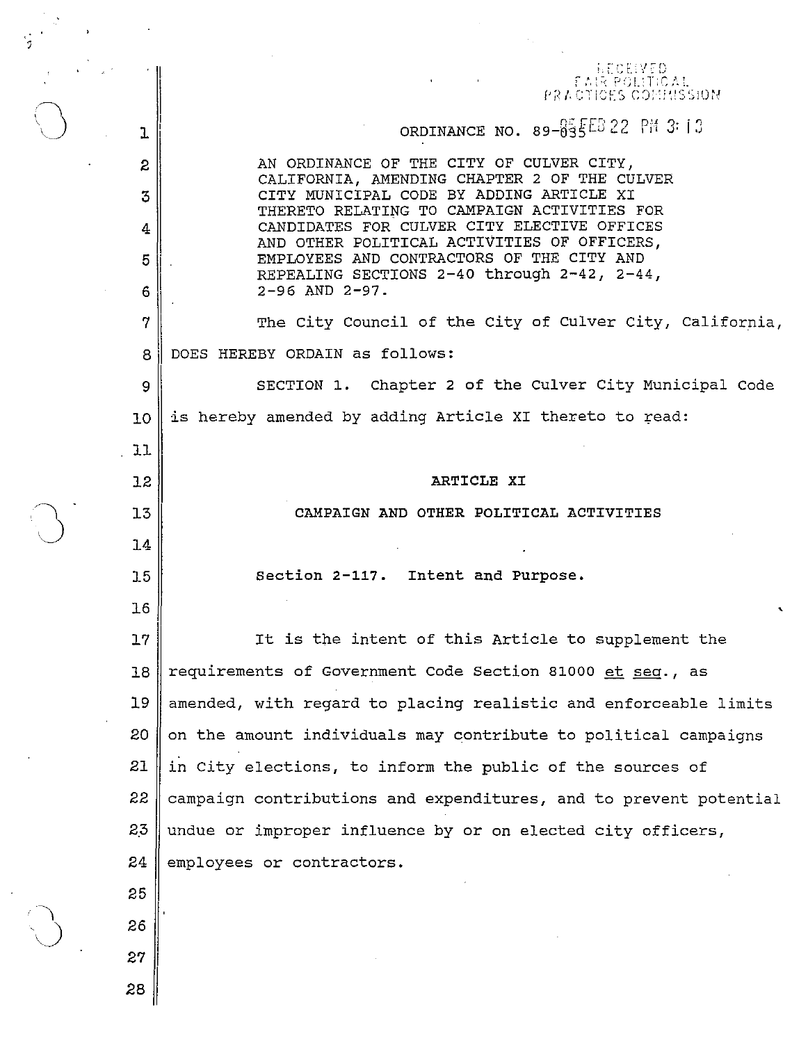RECEIVED
FAIR POLITICAL
PRACTICES COMMISSION

# ORDINANCE NO. 89-035

85 FEB 22 PM 3:13

AN ORDINANCE OF THE CITY OF CULVER CITY, CALIFORNIA, AMENDING CHAPTER 2 OF THE CULVER CITY MUNICIPAL CODE BY ADDING ARTICLE XI THERETO RELATING TO CAMPAIGN ACTIVITIES FOR CANDIDATES FOR CULVER CITY ELECTIVE OFFICES AND OTHER POLITICAL ACTIVITIES OF OFFICERS, EMPLOYEES AND CONTRACTORS OF THE CITY AND REPEALING SECTIONS 2-40 through 2-42, 2-44, 2-96 AND 2-97.

The City Council of the City of Culver City, California, DOES HEREBY ORDAIN as follows:

SECTION 1. Chapter 2 of the Culver City Municipal Code is hereby amended by adding Article XI thereto to read:

## ARTICLE XI

## CAMPAIGN AND OTHER POLITICAL ACTIVITIES

### Section 2-117. Intent and Purpose.

It is the intent of this Article to supplement the requirements of Government Code Section 81000 *et seq.*, as amended, with regard to placing realistic and enforceable limits on the amount individuals may contribute to political campaigns in City elections, to inform the public of the sources of campaign contributions and expenditures, and to prevent potential undue or improper influence by or on elected city officers, employees or contractors.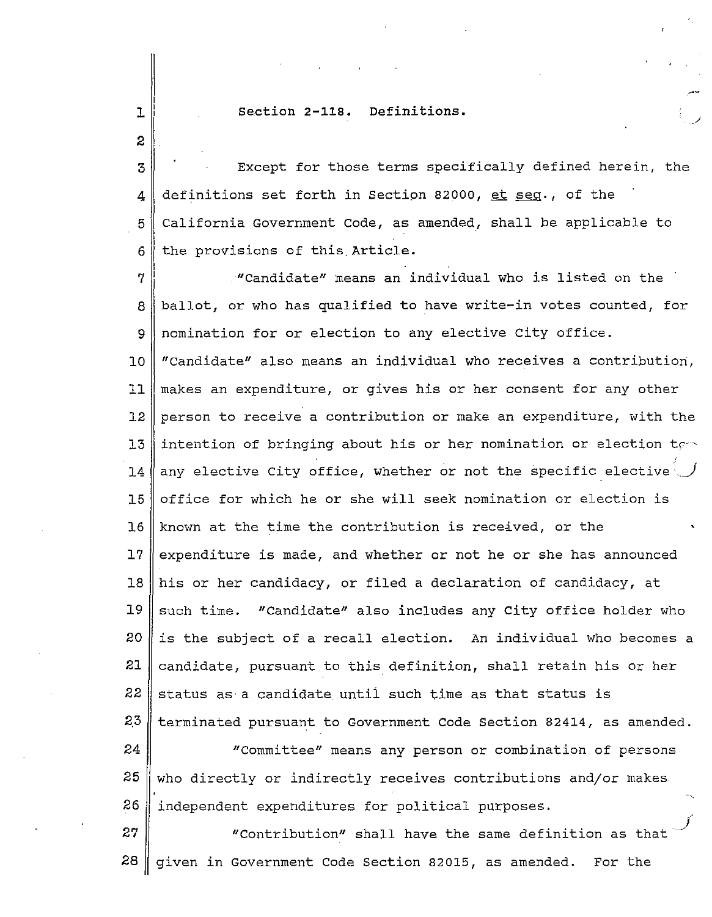## Section 2-118. Definitions.

Except for those terms specifically defined herein, the definitions set forth in Section 82000, *et seq.*, of the California Government Code, as amended, shall be applicable to the provisions of this Article.

"Candidate" means an individual who is listed on the ballot, or who has qualified to have write-in votes counted, for nomination for or election to any elective City office. "Candidate" also means an individual who receives a contribution, makes an expenditure, or gives his or her consent for any other person to receive a contribution or make an expenditure, with the intention of bringing about his or her nomination or election to any elective City office, whether or not the specific elective office for which he or she will seek nomination or election is known at the time the contribution is received, or the expenditure is made, and whether or not he or she has announced his or her candidacy, or filed a declaration of candidacy, at such time. "Candidate" also includes any City office holder who is the subject of a recall election. An individual who becomes a candidate, pursuant to this definition, shall retain his or her status as a candidate until such time as that status is terminated pursuant to Government Code Section 82414, as amended.

"Committee" means any person or combination of persons who directly or indirectly receives contributions and/or makes independent expenditures for political purposes.

"Contribution" shall have the same definition as that given in Government Code Section 82015, as amended. For the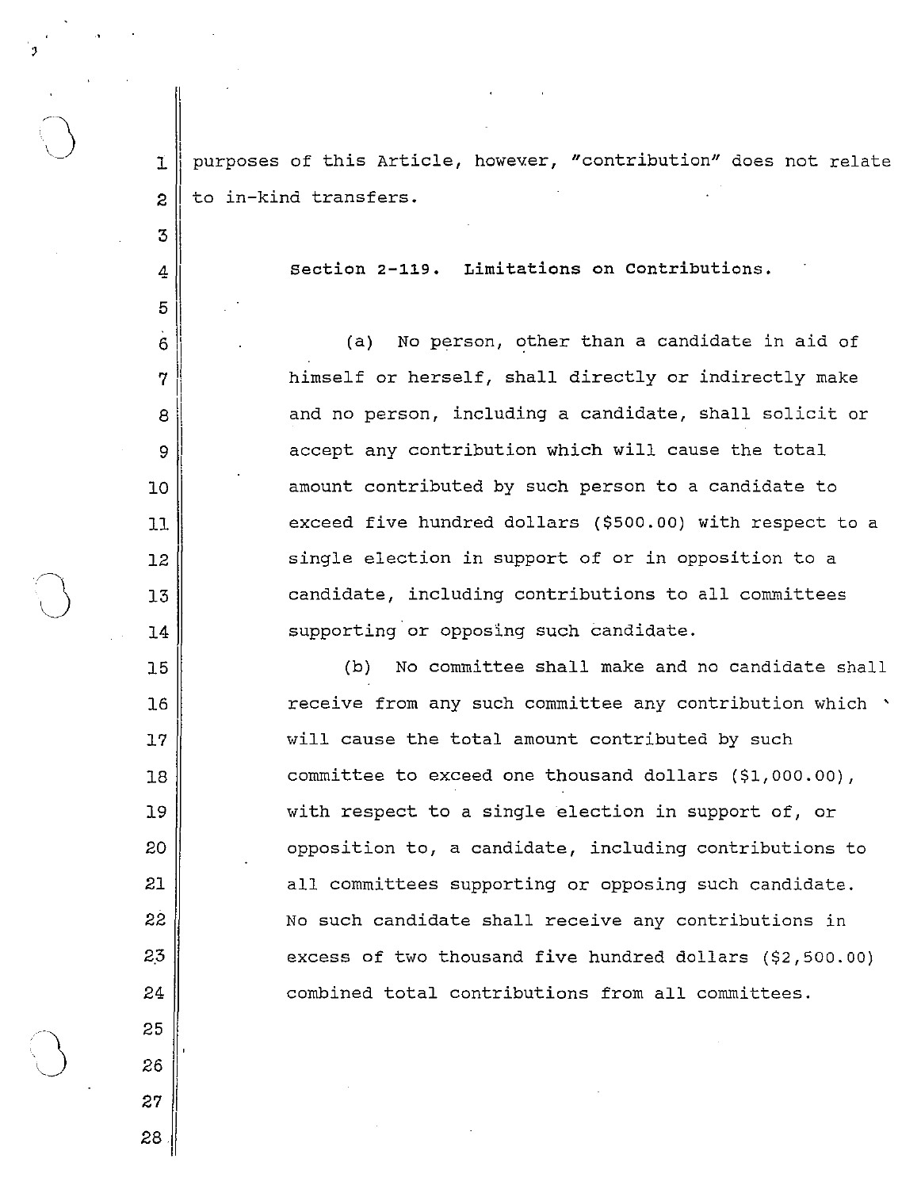purposes of this Article, however, "contribution" does not relate to in-kind transfers.

### Section 2-119. Limitations on Contributions.

(a) No person, other than a candidate in aid of himself or herself, shall directly or indirectly make and no person, including a candidate, shall solicit or accept any contribution which will cause the total amount contributed by such person to a candidate to exceed five hundred dollars ($500.00) with respect to a single election in support of or in opposition to a candidate, including contributions to all committees supporting or opposing such candidate.

(b) No committee shall make and no candidate shall receive from any such committee any contribution which will cause the total amount contributed by such committee to exceed one thousand dollars ($1,000.00), with respect to a single election in support of, or opposition to, a candidate, including contributions to all committees supporting or opposing such candidate. No such candidate shall receive any contributions in excess of two thousand five hundred dollars ($2,500.00) combined total contributions from all committees.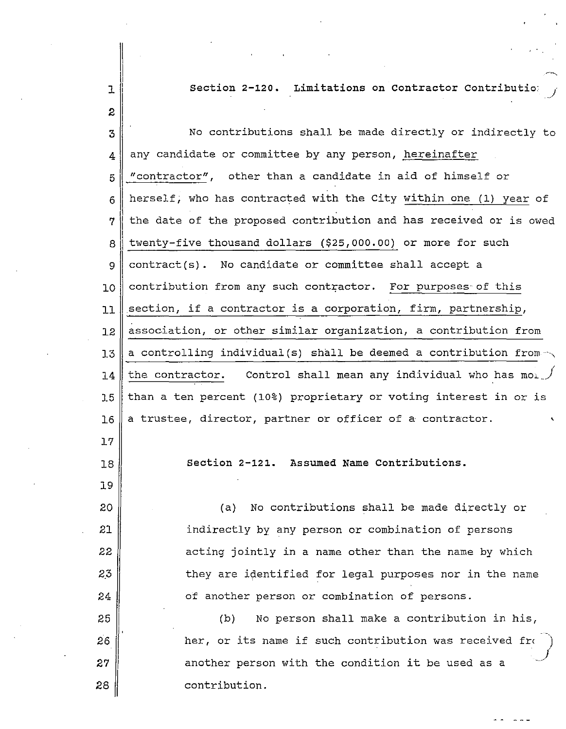### Section 2-120. Limitations on Contractor Contributions.

No contributions shall be made directly or indirectly to any candidate or committee by any person, hereinafter "contractor", other than a candidate in aid of himself or herself, who has contracted with the City within one (1) year of the date of the proposed contribution and has received or is owed twenty-five thousand dollars ($25,000.00) or more for such contract(s). No candidate or committee shall accept a contribution from any such contractor. For purposes of this section, if a contractor is a corporation, firm, partnership, association, or other similar organization, a contribution from a controlling individual(s) shall be deemed a contribution from the contractor. Control shall mean any individual who has more than a ten percent (10%) proprietary or voting interest in or is a trustee, director, partner or officer of a contractor.

### Section 2-121. Assumed Name Contributions.

(a) No contributions shall be made directly or indirectly by any person or combination of persons acting jointly in a name other than the name by which they are identified for legal purposes nor in the name of another person or combination of persons.

(b) No person shall make a contribution in his, her, or its name if such contribution was received from another person with the condition it be used as a contribution.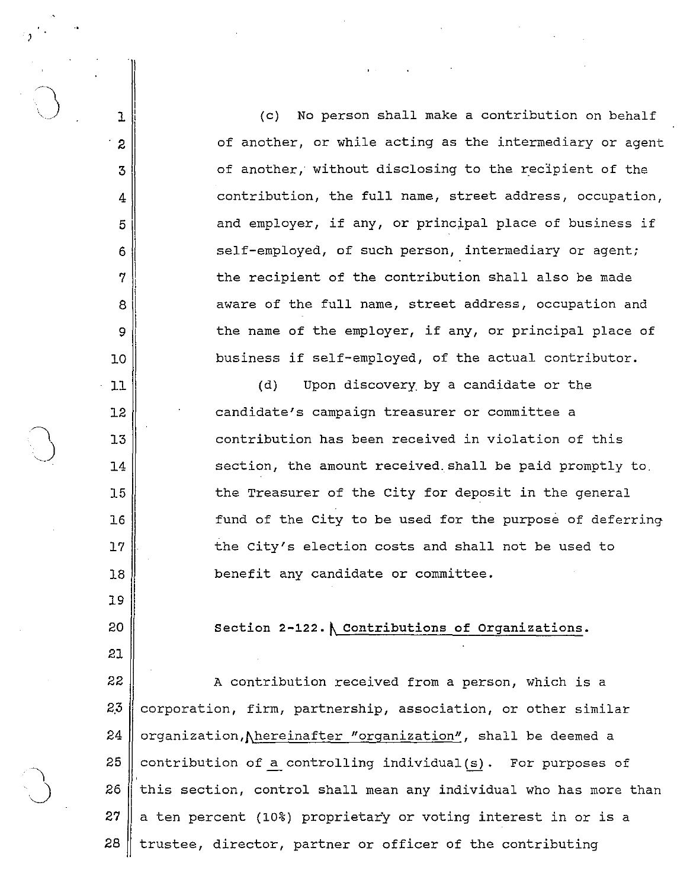(c) No person shall make a contribution on behalf of another, or while acting as the intermediary or agent of another, without disclosing to the recipient of the contribution, the full name, street address, occupation, and employer, if any, or principal place of business if self-employed, of such person, intermediary or agent; the recipient of the contribution shall also be made aware of the full name, street address, occupation and the name of the employer, if any, or principal place of business if self-employed, of the actual contributor.

(d) Upon discovery by a candidate or the candidate's campaign treasurer or committee a contribution has been received in violation of this section, the amount received shall be paid promptly to the Treasurer of the City for deposit in the general fund of the City to be used for the purpose of deferring the City's election costs and shall not be used to benefit any candidate or committee.

**Section 2-122. Contributions of Organizations.**

A contribution received from a person, which is a corporation, firm, partnership, association, or other similar organization, hereinafter "organization", shall be deemed a contribution of a controlling individual(s). For purposes of this section, control shall mean any individual who has more than a ten percent (10%) proprietary or voting interest in or is a trustee, director, partner or officer of the contributing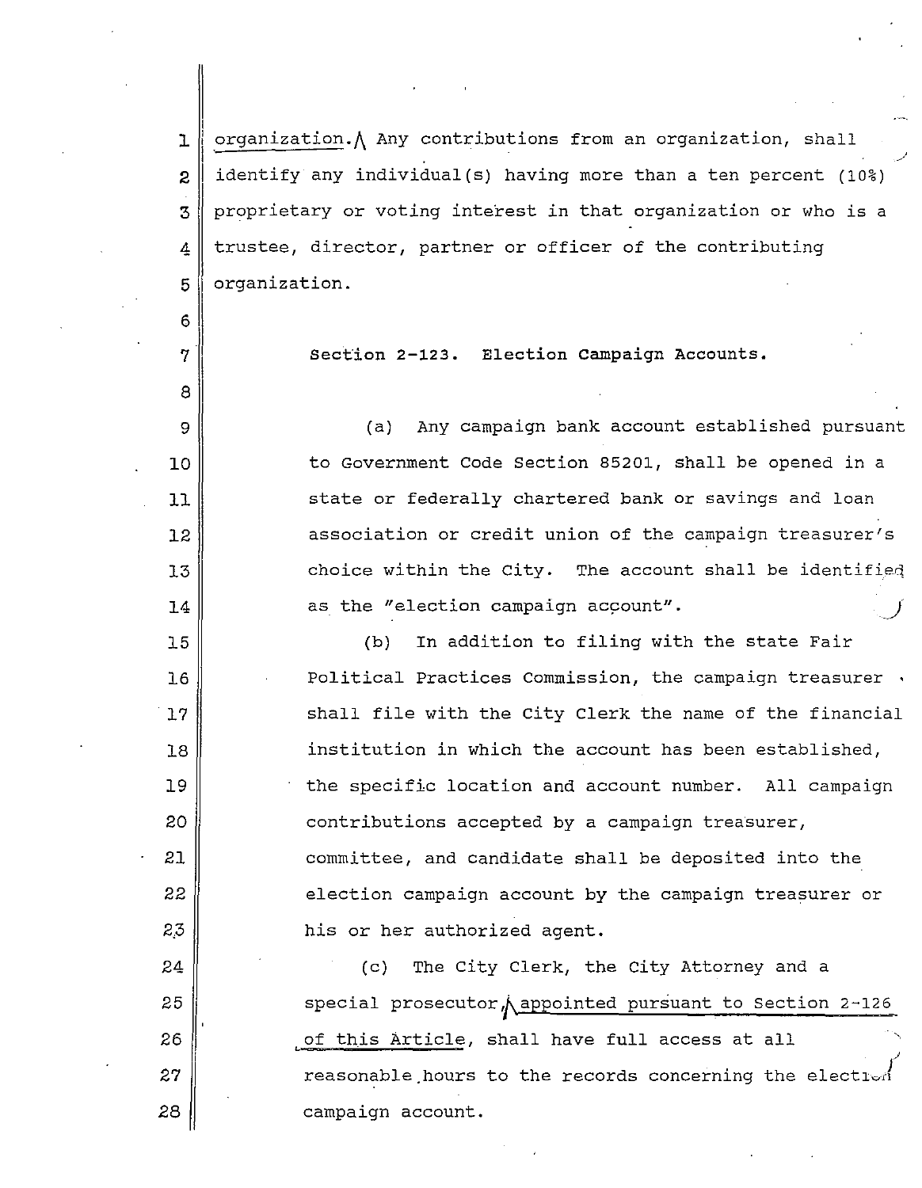organization. Any contributions from an organization, shall identify any individual(s) having more than a ten percent (10%) proprietary or voting interest in that organization or who is a trustee, director, partner or officer of the contributing organization.

### Section 2-123. Election Campaign Accounts.

(a) Any campaign bank account established pursuant to Government Code Section 85201, shall be opened in a state or federally chartered bank or savings and loan association or credit union of the campaign treasurer's choice within the City. The account shall be identified as the "election campaign account".

(b) In addition to filing with the state Fair Political Practices Commission, the campaign treasurer shall file with the City Clerk the name of the financial institution in which the account has been established, the specific location and account number. All campaign contributions accepted by a campaign treasurer, committee, and candidate shall be deposited into the election campaign account by the campaign treasurer or his or her authorized agent.

(c) The City Clerk, the City Attorney and a special prosecutor appointed pursuant to Section 2-126 of this Article, shall have full access at all reasonable hours to the records concerning the election campaign account.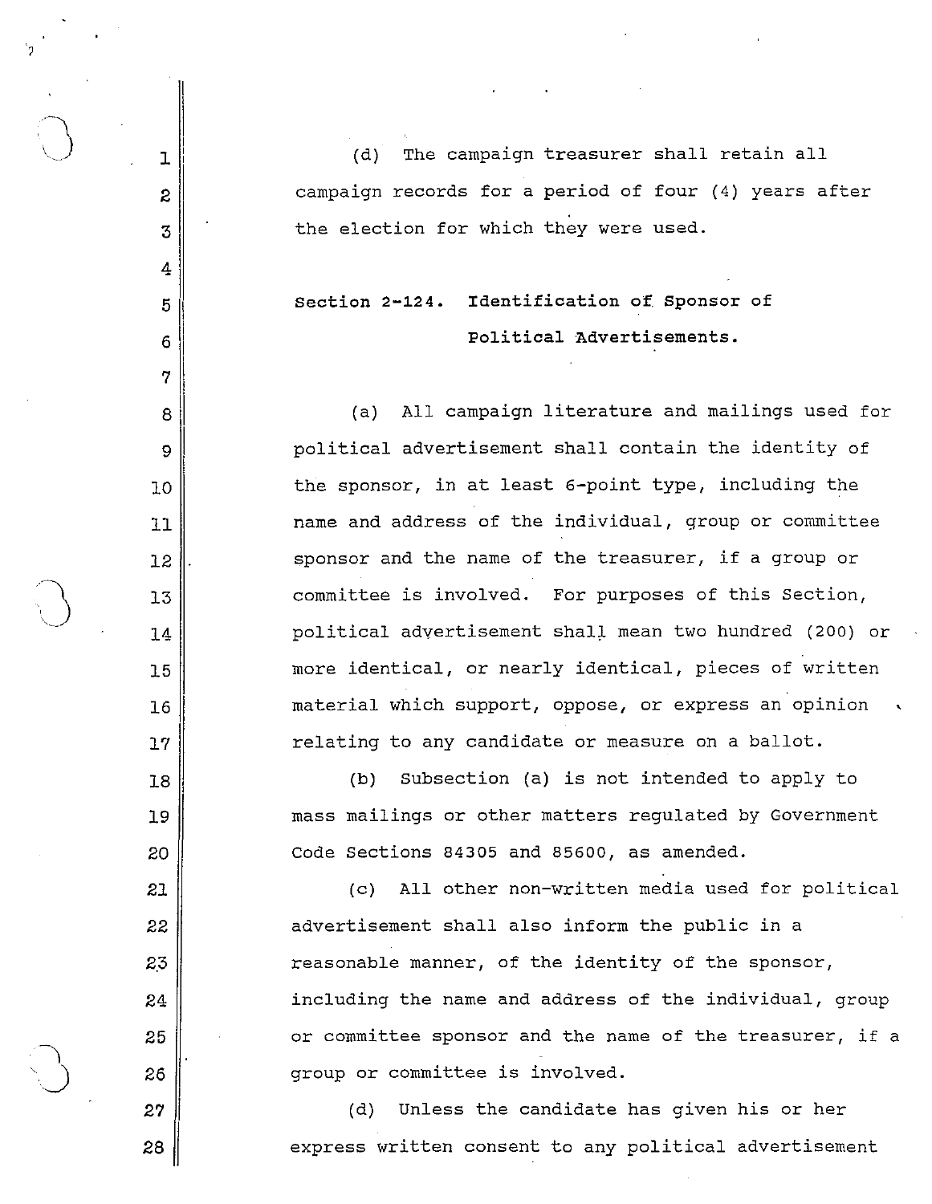(d) The campaign treasurer shall retain all campaign records for a period of four (4) years after the election for which they were used.

## Section 2-124. Identification of Sponsor of Political Advertisements.

(a) All campaign literature and mailings used for political advertisement shall contain the identity of the sponsor, in at least 6-point type, including the name and address of the individual, group or committee sponsor and the name of the treasurer, if a group or committee is involved. For purposes of this Section, political advertisement shall mean two hundred (200) or more identical, or nearly identical, pieces of written material which support, oppose, or express an opinion relating to any candidate or measure on a ballot.

(b) Subsection (a) is not intended to apply to mass mailings or other matters regulated by Government Code Sections 84305 and 85600, as amended.

(c) All other non-written media used for political advertisement shall also inform the public in a reasonable manner, of the identity of the sponsor, including the name and address of the individual, group or committee sponsor and the name of the treasurer, if a group or committee is involved.

(d) Unless the candidate has given his or her express written consent to any political advertisement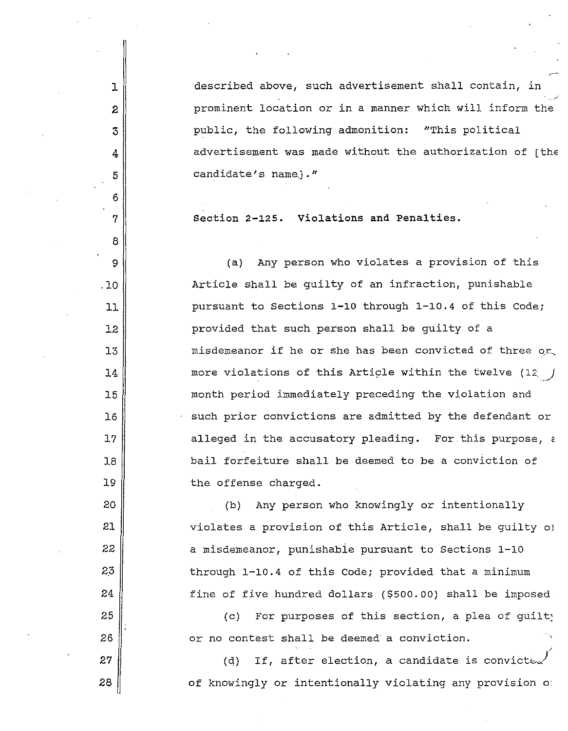described above, such advertisement shall contain, in prominent location or in a manner which will inform the public, the following admonition: "This political advertisement was made without the authorization of [the candidate's name]."

**Section 2-125. Violations and Penalties.**

(a) Any person who violates a provision of this Article shall be guilty of an infraction, punishable pursuant to Sections 1-10 through 1-10.4 of this Code; provided that such person shall be guilty of a misdemeanor if he or she has been convicted of three or more violations of this Article within the twelve (12) month period immediately preceding the violation and such prior convictions are admitted by the defendant or alleged in the accusatory pleading. For this purpose, a bail forfeiture shall be deemed to be a conviction of the offense charged.

(b) Any person who knowingly or intentionally violates a provision of this Article, shall be guilty of a misdemeanor, punishable pursuant to Sections 1-10 through 1-10.4 of this Code; provided that a minimum fine of five hundred dollars ($500.00) shall be imposed

(c) For purposes of this section, a plea of guilty or no contest shall be deemed a conviction.

(d) If, after election, a candidate is convicted of knowingly or intentionally violating any provision of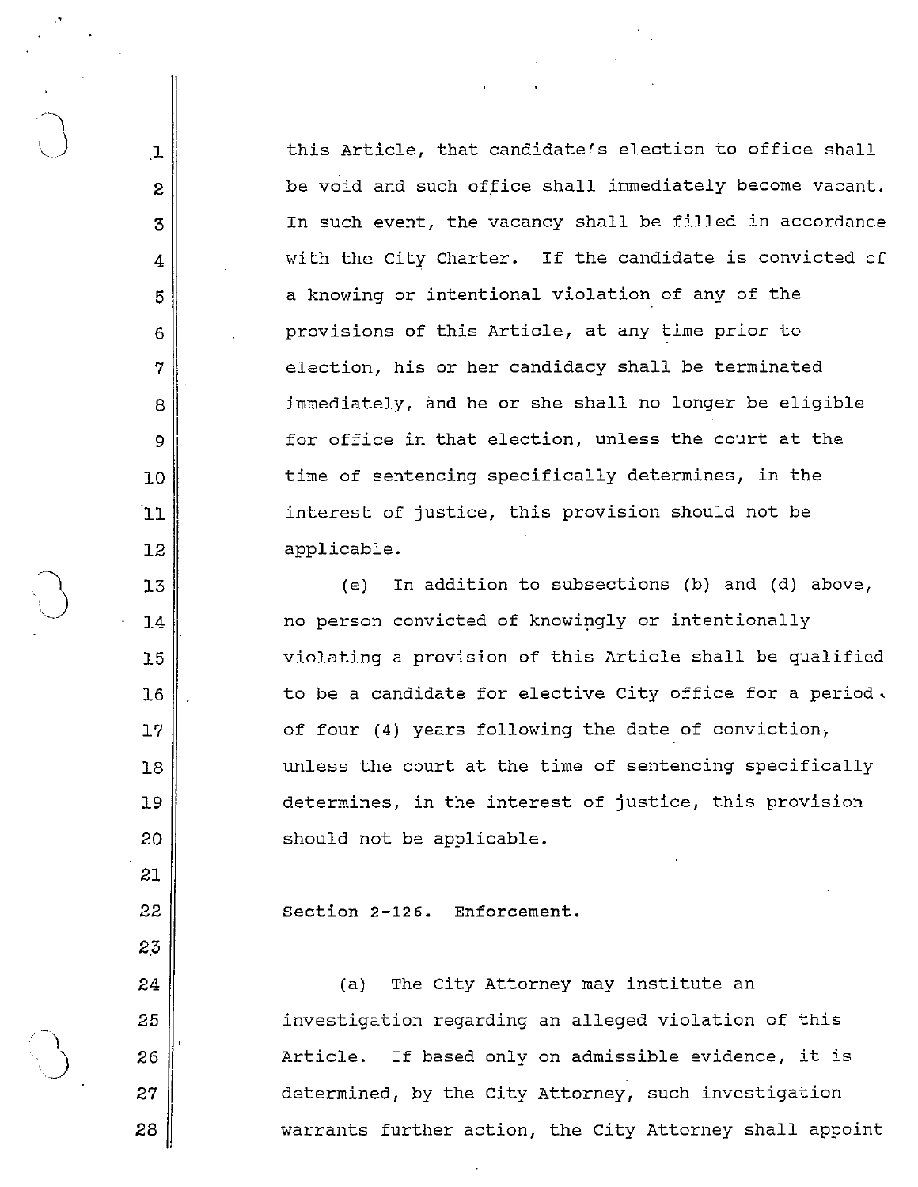this Article, that candidate's election to office shall be void and such office shall immediately become vacant. In such event, the vacancy shall be filled in accordance with the City Charter. If the candidate is convicted of a knowing or intentional violation of any of the provisions of this Article, at any time prior to election, his or her candidacy shall be terminated immediately, and he or she shall no longer be eligible for office in that election, unless the court at the time of sentencing specifically determines, in the interest of justice, this provision should not be applicable.

(e) In addition to subsections (b) and (d) above, no person convicted of knowingly or intentionally violating a provision of this Article shall be qualified to be a candidate for elective City office for a period of four (4) years following the date of conviction, unless the court at the time of sentencing specifically determines, in the interest of justice, this provision should not be applicable.

**Section 2-126. Enforcement.**

(a) The City Attorney may institute an investigation regarding an alleged violation of this Article. If based only on admissible evidence, it is determined, by the City Attorney, such investigation warrants further action, the City Attorney shall appoint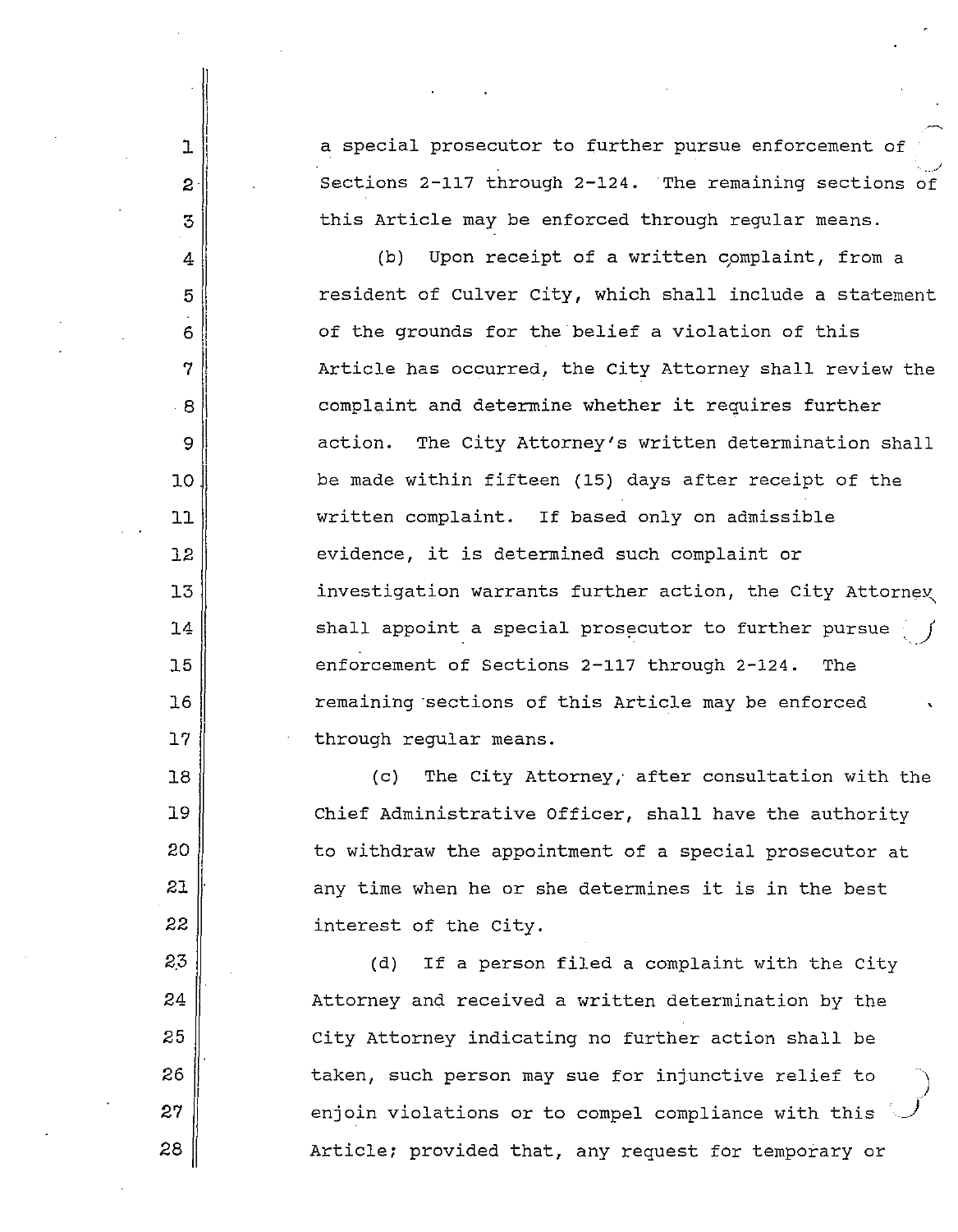a special prosecutor to further pursue enforcement of Sections 2-117 through 2-124. The remaining sections of this Article may be enforced through regular means.

(b) Upon receipt of a written complaint, from a resident of Culver City, which shall include a statement of the grounds for the belief a violation of this Article has occurred, the City Attorney shall review the complaint and determine whether it requires further action. The City Attorney's written determination shall be made within fifteen (15) days after receipt of the written complaint. If based only on admissible evidence, it is determined such complaint or investigation warrants further action, the City Attorney shall appoint a special prosecutor to further pursue enforcement of Sections 2-117 through 2-124. The remaining sections of this Article may be enforced through regular means.

(c) The City Attorney, after consultation with the Chief Administrative Officer, shall have the authority to withdraw the appointment of a special prosecutor at any time when he or she determines it is in the best interest of the City.

(d) If a person filed a complaint with the City Attorney and received a written determination by the City Attorney indicating no further action shall be taken, such person may sue for injunctive relief to enjoin violations or to compel compliance with this Article; provided that, any request for temporary or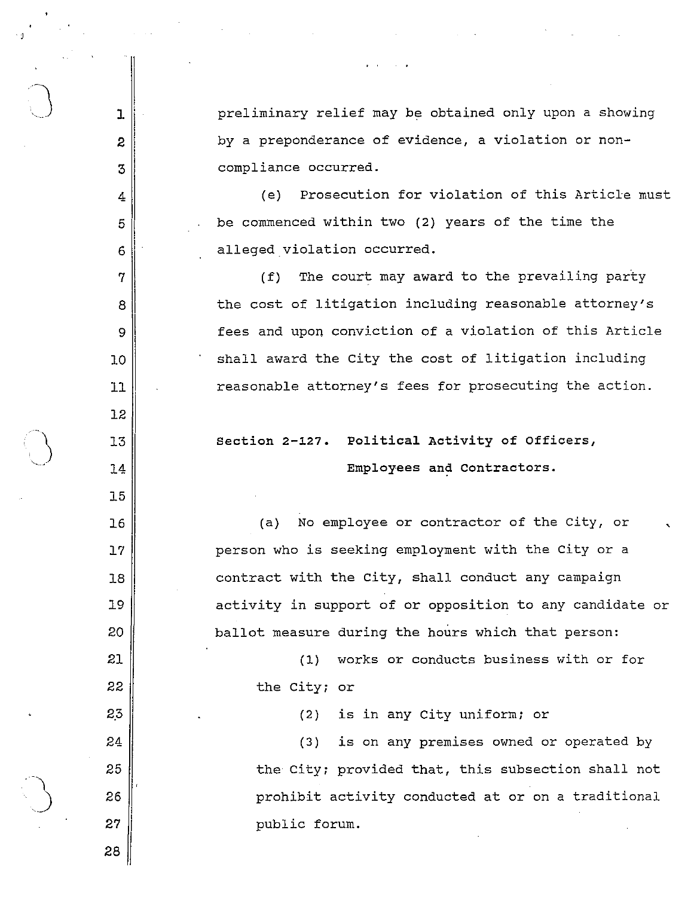preliminary relief may be obtained only upon a showing by a preponderance of evidence, a violation or non-compliance occurred.

(e) Prosecution for violation of this Article must be commenced within two (2) years of the time the alleged violation occurred.

(f) The court may award to the prevailing party the cost of litigation including reasonable attorney's fees and upon conviction of a violation of this Article shall award the City the cost of litigation including reasonable attorney's fees for prosecuting the action.

**Section 2-127. Political Activity of Officers, Employees and Contractors.**

(a) No employee or contractor of the City, or person who is seeking employment with the City or a contract with the City, shall conduct any campaign activity in support of or opposition to any candidate or ballot measure during the hours which that person:

(1) works or conducts business with or for the City; or

(2) is in any City uniform; or

(3) is on any premises owned or operated by the City; provided that, this subsection shall not prohibit activity conducted at or on a traditional public forum.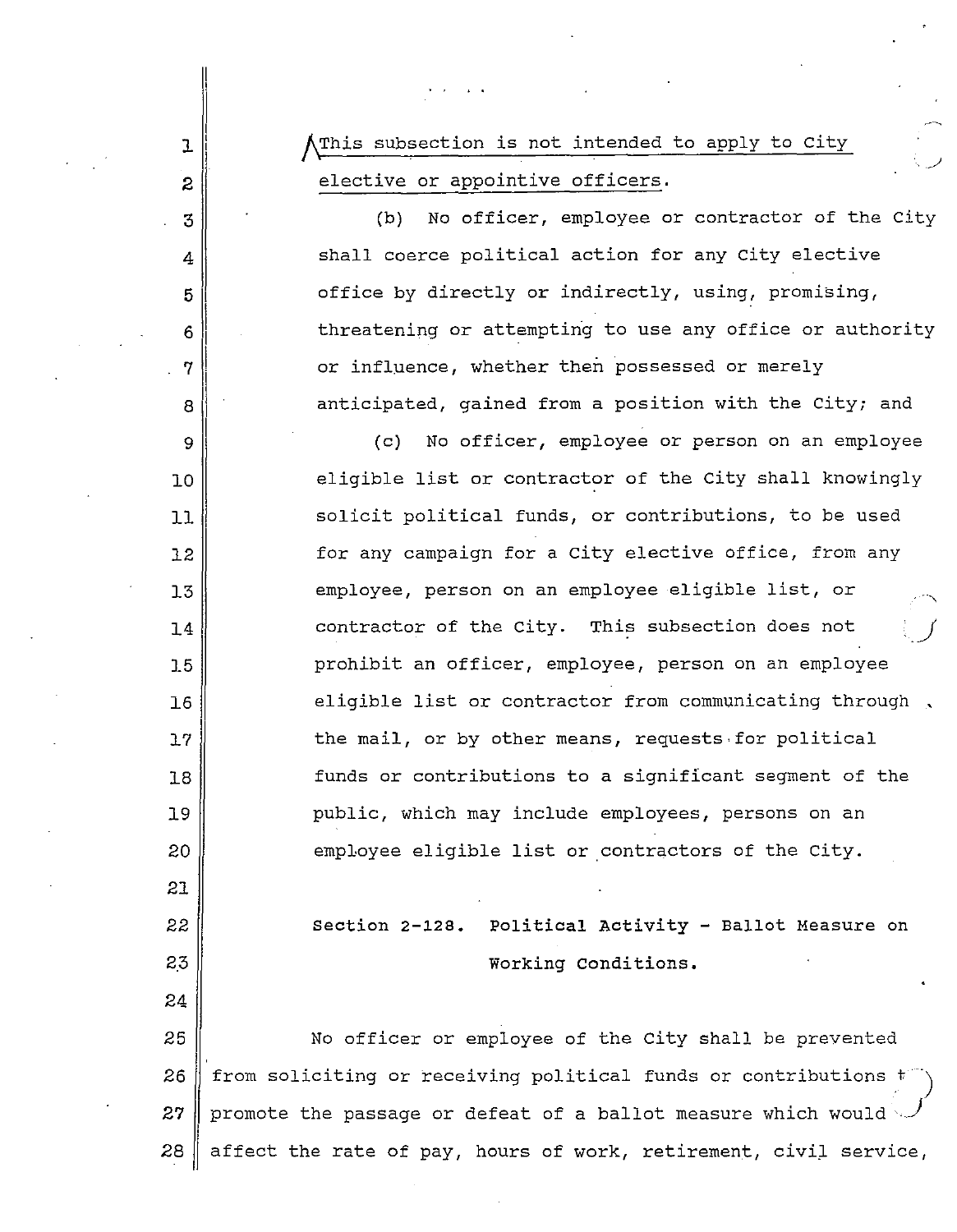This subsection is not intended to apply to City elective or appointive officers.

(b) No officer, employee or contractor of the City shall coerce political action for any City elective office by directly or indirectly, using, promising, threatening or attempting to use any office or authority or influence, whether then possessed or merely anticipated, gained from a position with the City; and

(c) No officer, employee or person on an employee eligible list or contractor of the City shall knowingly solicit political funds, or contributions, to be used for any campaign for a City elective office, from any employee, person on an employee eligible list, or contractor of the City. This subsection does not prohibit an officer, employee, person on an employee eligible list or contractor from communicating through the mail, or by other means, requests for political funds or contributions to a significant segment of the public, which may include employees, persons on an employee eligible list or contractors of the City.

## Section 2-128. Political Activity - Ballot Measure on Working Conditions.

No officer or employee of the City shall be prevented from soliciting or receiving political funds or contributions to promote the passage or defeat of a ballot measure which would affect the rate of pay, hours of work, retirement, civil service,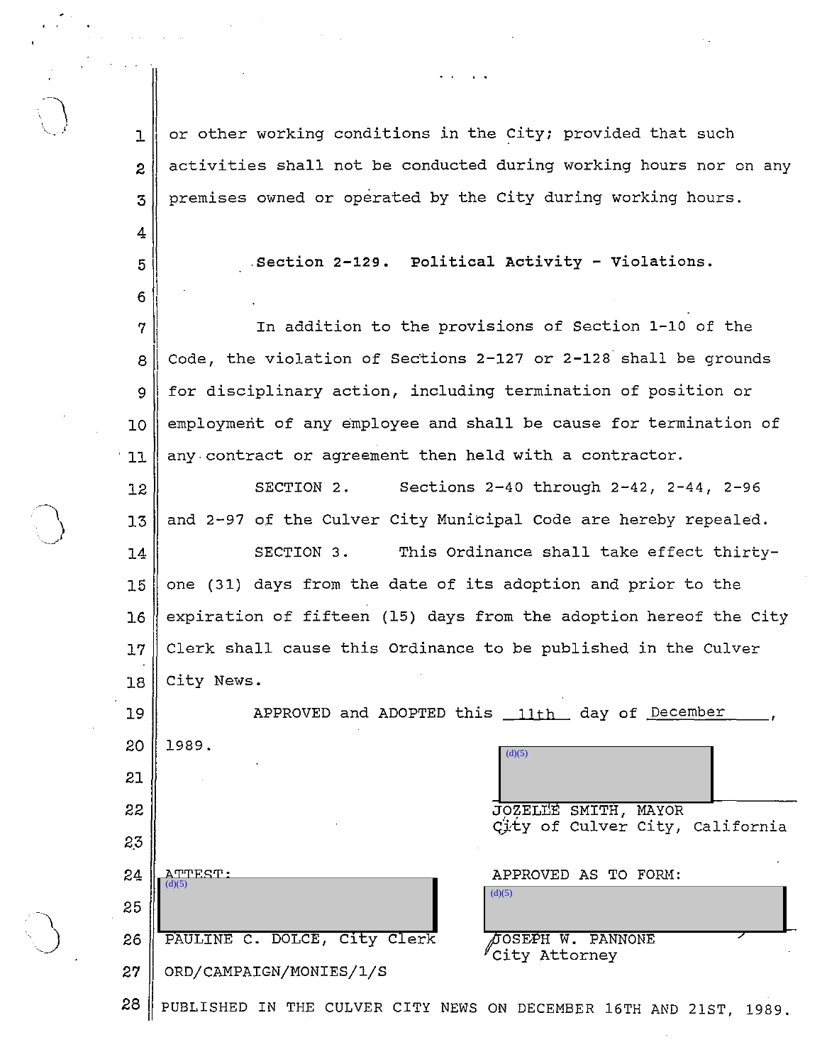or other working conditions in the City; provided that such activities shall not be conducted during working hours nor on any premises owned or operated by the City during working hours.

**Section 2-129. Political Activity - Violations.**

In addition to the provisions of Section 1-10 of the Code, the violation of Sections 2-127 or 2-128 shall be grounds for disciplinary action, including termination of position or employment of any employee and shall be cause for termination of any contract or agreement then held with a contractor.

SECTION 2. Sections 2-40 through 2-42, 2-44, 2-96 and 2-97 of the Culver City Municipal Code are hereby repealed.

SECTION 3. This Ordinance shall take effect thirty-one (31) days from the date of its adoption and prior to the expiration of fifteen (15) days from the adoption hereof the City Clerk shall cause this Ordinance to be published in the Culver City News.

APPROVED and ADOPTED this 11th day of December, 1989.

(d)(5)

JOZELLE SMITH, MAYOR
City of Culver City, California

ATTEST:

(d)(5)

PAULINE C. DOLCE, City Clerk

APPROVED AS TO FORM:

(d)(5)

JOSEPH W. PANNONE
City Attorney

ORD/CAMPAIGN/MONIES/1/S

PUBLISHED IN THE CULVER CITY NEWS ON DECEMBER 16TH AND 21ST, 1989.